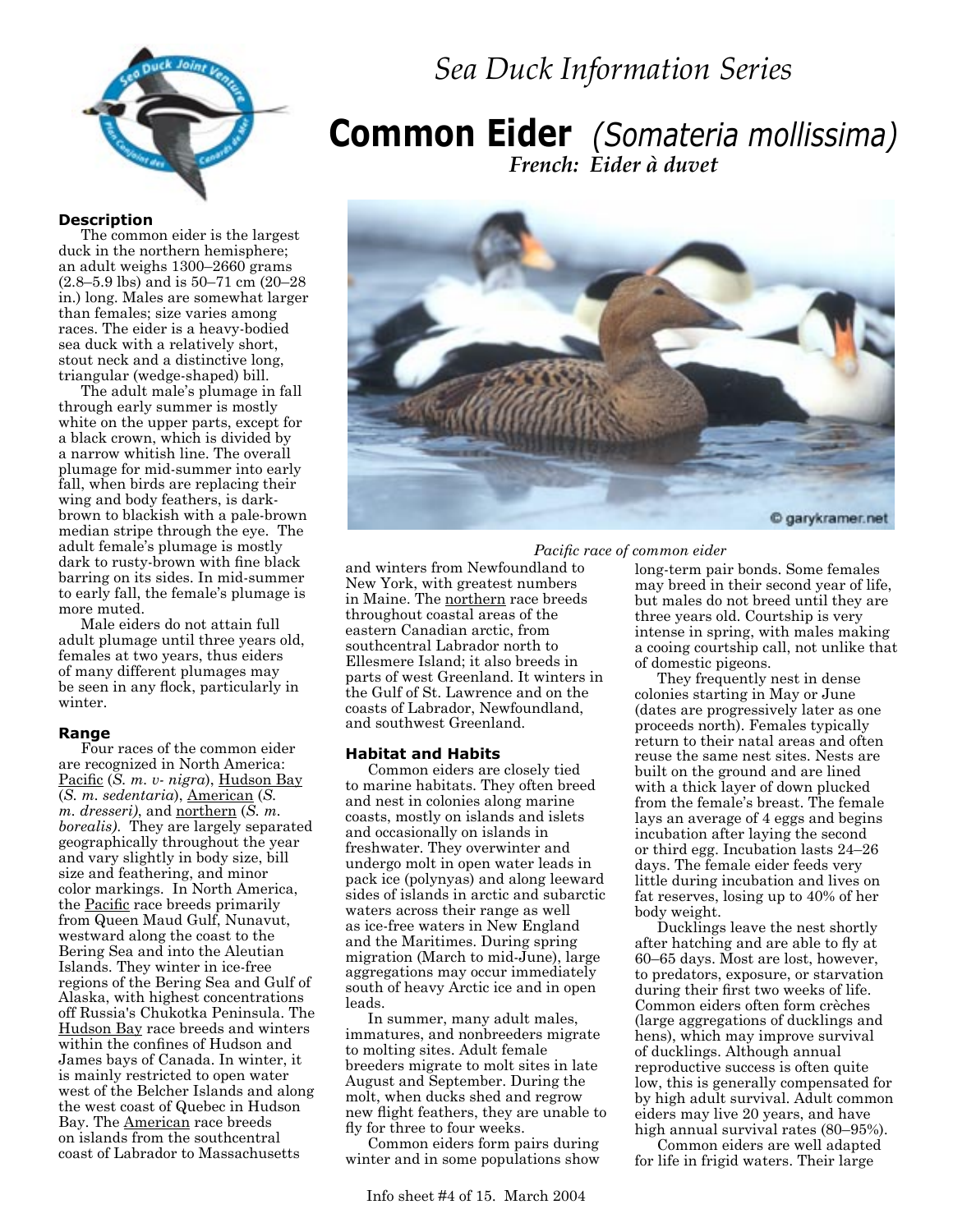*Sea Duck Information Series*

# Common Eider *(Somateria mollissima)*

***French: Eider à duvet***

*Pacific race of common eider*

### Description

The common eider is the largest duck in the northern hemisphere; an adult weighs 1300–2660 grams (2.8–5.9 lbs) and is 50–71 cm (20–28 in.) long. Males are somewhat larger than females; size varies among races. The eider is a heavy-bodied sea duck with a relatively short, stout neck and a distinctive long, triangular (wedge-shaped) bill.

The adult male's plumage in fall through early summer is mostly white on the upper parts, except for a black crown, which is divided by a narrow whitish line. The overall plumage for mid-summer into early fall, when birds are replacing their wing and body feathers, is dark-brown to blackish with a pale-brown median stripe through the eye. The adult female's plumage is mostly dark to rusty-brown with fine black barring on its sides. In mid-summer to early fall, the female's plumage is more muted.

Male eiders do not attain full adult plumage until three years old, females at two years, thus eiders of many different plumages may be seen in any flock, particularly in winter.

### Range

Four races of the common eider are recognized in North America: Pacific (*S. m. v- nigra*), Hudson Bay (*S. m. sedentaria*), American (*S. m. dresseri)*, and northern (*S. m. borealis)*. They are largely separated geographically throughout the year and vary slightly in body size, bill size and feathering, and minor color markings. In North America, the Pacific race breeds primarily from Queen Maud Gulf, Nunavut, westward along the coast to the Bering Sea and into the Aleutian Islands. They winter in ice-free regions of the Bering Sea and Gulf of Alaska, with highest concentrations off Russia's Chukotka Peninsula. The Hudson Bay race breeds and winters within the confines of Hudson and James bays of Canada. In winter, it is mainly restricted to open water west of the Belcher Islands and along the west coast of Quebec in Hudson Bay. The American race breeds on islands from the southcentral coast of Labrador to Massachusetts and winters from Newfoundland to New York, with greatest numbers in Maine. The northern race breeds throughout coastal areas of the eastern Canadian arctic, from southcentral Labrador north to Ellesmere Island; it also breeds in parts of west Greenland. It winters in the Gulf of St. Lawrence and on the coasts of Labrador, Newfoundland, and southwest Greenland.

### Habitat and Habits

Common eiders are closely tied to marine habitats. They often breed and nest in colonies along marine coasts, mostly on islands and islets and occasionally on islands in freshwater. They overwinter and undergo molt in open water leads in pack ice (polynyas) and along leeward sides of islands in arctic and subarctic waters across their range as well as ice-free waters in New England and the Maritimes. During spring migration (March to mid-June), large aggregations may occur immediately south of heavy Arctic ice and in open leads.

In summer, many adult males, immatures, and nonbreeders migrate to molting sites. Adult female breeders migrate to molt sites in late August and September. During the molt, when ducks shed and regrow new flight feathers, they are unable to fly for three to four weeks.

Common eiders form pairs during winter and in some populations show long-term pair bonds. Some females may breed in their second year of life, but males do not breed until they are three years old. Courtship is very intense in spring, with males making a cooing courtship call, not unlike that of domestic pigeons.

They frequently nest in dense colonies starting in May or June (dates are progressively later as one proceeds north). Females typically return to their natal areas and often reuse the same nest sites. Nests are built on the ground and are lined with a thick layer of down plucked from the female's breast. The female lays an average of 4 eggs and begins incubation after laying the second or third egg. Incubation lasts 24–26 days. The female eider feeds very little during incubation and lives on fat reserves, losing up to 40% of her body weight.

Ducklings leave the nest shortly after hatching and are able to fly at 60–65 days. Most are lost, however, to predators, exposure, or starvation during their first two weeks of life. Common eiders often form crèches (large aggregations of ducklings and hens), which may improve survival of ducklings. Although annual reproductive success is often quite low, this is generally compensated for by high adult survival. Adult common eiders may live 20 years, and have high annual survival rates (80–95%).

Common eiders are well adapted for life in frigid waters. Their large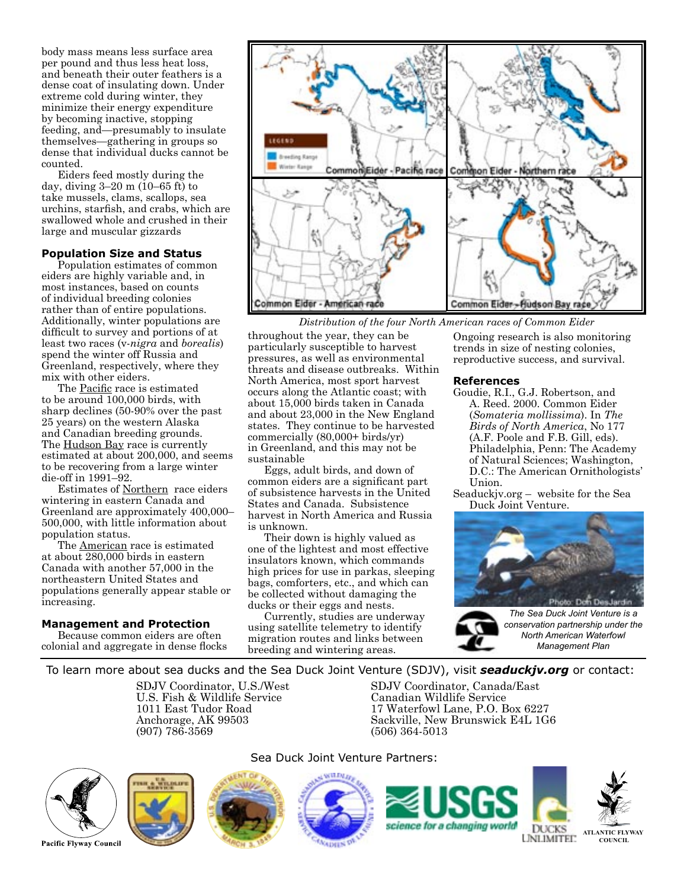body mass means less surface area per pound and thus less heat loss, and beneath their outer feathers is a dense coat of insulating down. Under extreme cold during winter, they minimize their energy expenditure by becoming inactive, stopping feeding, and—presumably to insulate themselves—gathering in groups so dense that individual ducks cannot be counted.

Eiders feed mostly during the day, diving 3–20 m (10–65 ft) to take mussels, clams, scallops, sea urchins, starfish, and crabs, which are swallowed whole and crushed in their large and muscular gizzards

### Population Size and Status

Population estimates of common eiders are highly variable and, in most instances, based on counts of individual breeding colonies rather than of entire populations. Additionally, winter populations are difficult to survey and portions of at least two races (v-*nigra* and *borealis*) spend the winter off Russia and Greenland, respectively, where they mix with other eiders.

The Pacific race is estimated to be around 100,000 birds, with sharp declines (50-90% over the past 25 years) on the western Alaska and Canadian breeding grounds. The Hudson Bay race is currently estimated at about 200,000, and seems to be recovering from a large winter die-off in 1991–92.

Estimates of Northern race eiders wintering in eastern Canada and Greenland are approximately 400,000–500,000, with little information about population status.

The American race is estimated at about 280,000 birds in eastern Canada with another 57,000 in the northeastern United States and populations generally appear stable or increasing.

### Management and Protection

Because common eiders are often colonial and aggregate in dense flocks throughout the year, they can be particularly susceptible to harvest pressures, as well as environmental threats and disease outbreaks. Within North America, most sport harvest occurs along the Atlantic coast; with about 15,000 birds taken in Canada and about 23,000 in the New England states. They continue to be harvested commercially (80,000+ birds/yr) in Greenland, and this may not be sustainable

Eggs, adult birds, and down of common eiders are a significant part of subsistence harvests in the United States and Canada. Subsistence harvest in North America and Russia is unknown.

Their down is highly valued as one of the lightest and most effective insulators known, which commands high prices for use in parkas, sleeping bags, comforters, etc., and which can be collected without damaging the ducks or their eggs and nests.

Currently, studies are underway using satellite telemetry to identify migration routes and links between breeding and wintering areas. Ongoing research is also monitoring trends in size of nesting colonies, reproductive success, and survival.

LEGEND
Breeding Range
Winter Range
Common Eider - Pacific race
Common Eider - Northern race
Common Eider - American race
Common Eider - Hudson Bay race

*Distribution of the four North American races of Common Eider*

### References

Goudie, R.I., G.J. Robertson, and A. Reed. 2000. Common Eider (*Somateria mollissima*). In *The Birds of North America*, No 177 (A.F. Poole and F.B. Gill, eds). Philadelphia, Penn: The Academy of Natural Sciences; Washington, D.C.: The American Ornithologists' Union.

Seaduckjv.org – website for the Sea Duck Joint Venture.

Photo: Don DesJardin

*The Sea Duck Joint Venture is a conservation partnership under the North American Waterfowl Management Plan*

To learn more about sea ducks and the Sea Duck Joint Venture (SDJV), visit ***seaduckjv.org*** or contact:

SDJV Coordinator, U.S./West
U.S. Fish & Wildlife Service
1011 East Tudor Road
Anchorage, AK 99503
(907) 786-3569

SDJV Coordinator, Canada/East
Canadian Wildlife Service
17 Waterfowl Lane, P.O. Box 6227
Sackville, New Brunswick E4L 1G6
(506) 364-5013

Sea Duck Joint Venture Partners:

Pacific Flyway Council

USGS science for a changing world

Ducks Unlimited

Atlantic Flyway Council